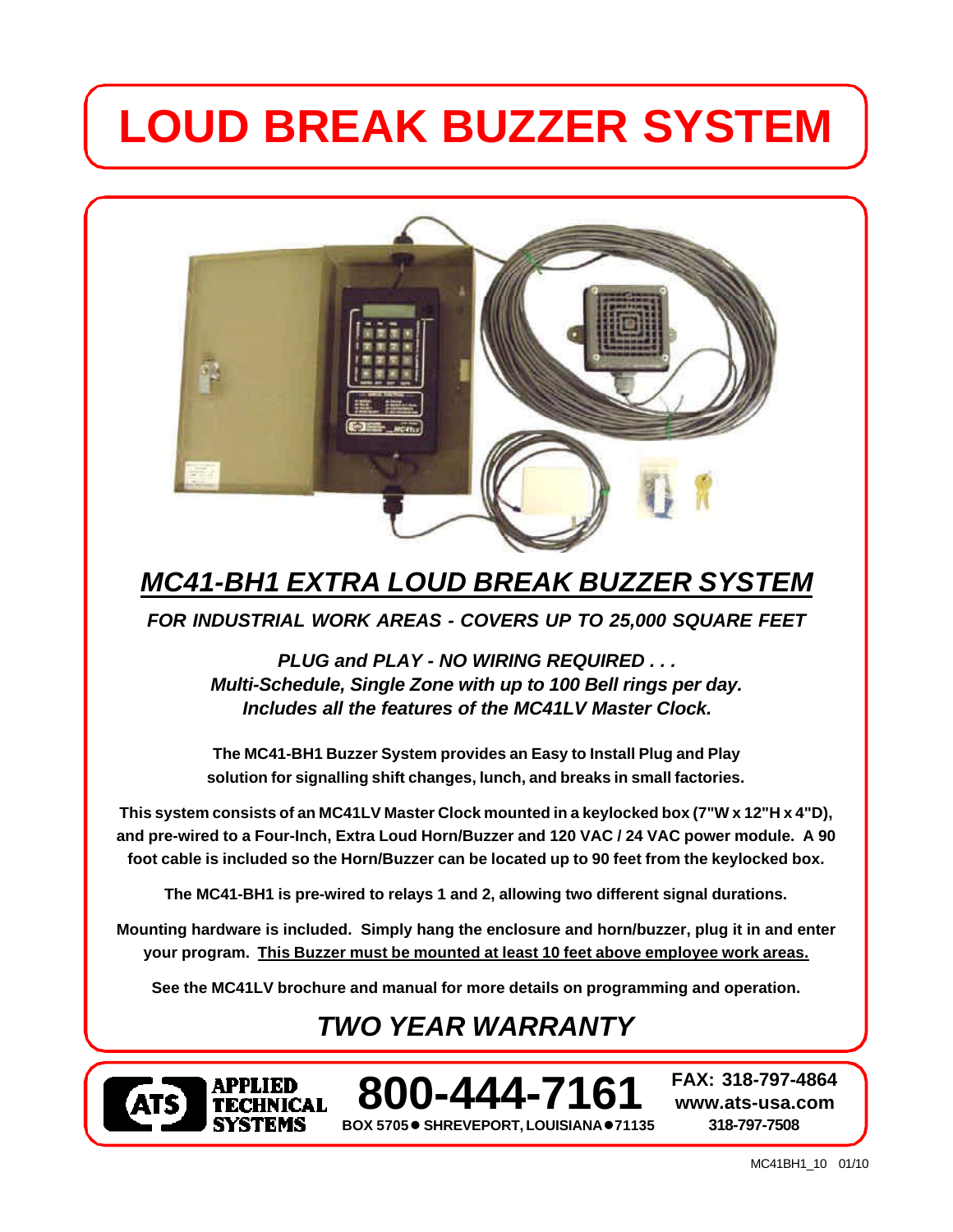// LOUD BREAK BUZZER SYSTEM

## *MC41-BH1 EXTRA LOUD BREAK BUZZER SYSTEM*

***FOR INDUSTRIAL WORK AREAS - COVERS UP TO 25,000 SQUARE FEET***

***PLUG and PLAY - NO WIRING REQUIRED . . .***
***Multi-Schedule, Single Zone with up to 100 Bell rings per day.***
***Includes all the features of the MC41LV Master Clock.***

**The MC41-BH1 Buzzer System provides an Easy to Install Plug and Play solution for signalling shift changes, lunch, and breaks in small factories.**

**This system consists of an MC41LV Master Clock mounted in a keylocked box (7"W x 12"H x 4"D), and pre-wired to a Four-Inch, Extra Loud Horn/Buzzer and 120 VAC / 24 VAC power module. A 90 foot cable is included so the Horn/Buzzer can be located up to 90 feet from the keylocked box.**

**The MC41-BH1 is pre-wired to relays 1 and 2, allowing two different signal durations.**

**Mounting hardware is included. Simply hang the enclosure and horn/buzzer, plug it in and enter your program. <u>This Buzzer must be mounted at least 10 feet above employee work areas.</u>**

**See the MC41LV brochure and manual for more details on programming and operation.**

## *TWO YEAR WARRANTY*

**ATS APPLIED TECHNICAL SYSTEMS**

**800-444-7161**

**BOX 5705 ● SHREVEPORT, LOUISIANA ● 71135**

**FAX: 318-797-4864**
**www.ats-usa.com**
**318-797-7508**

MC41BH1_10 01/10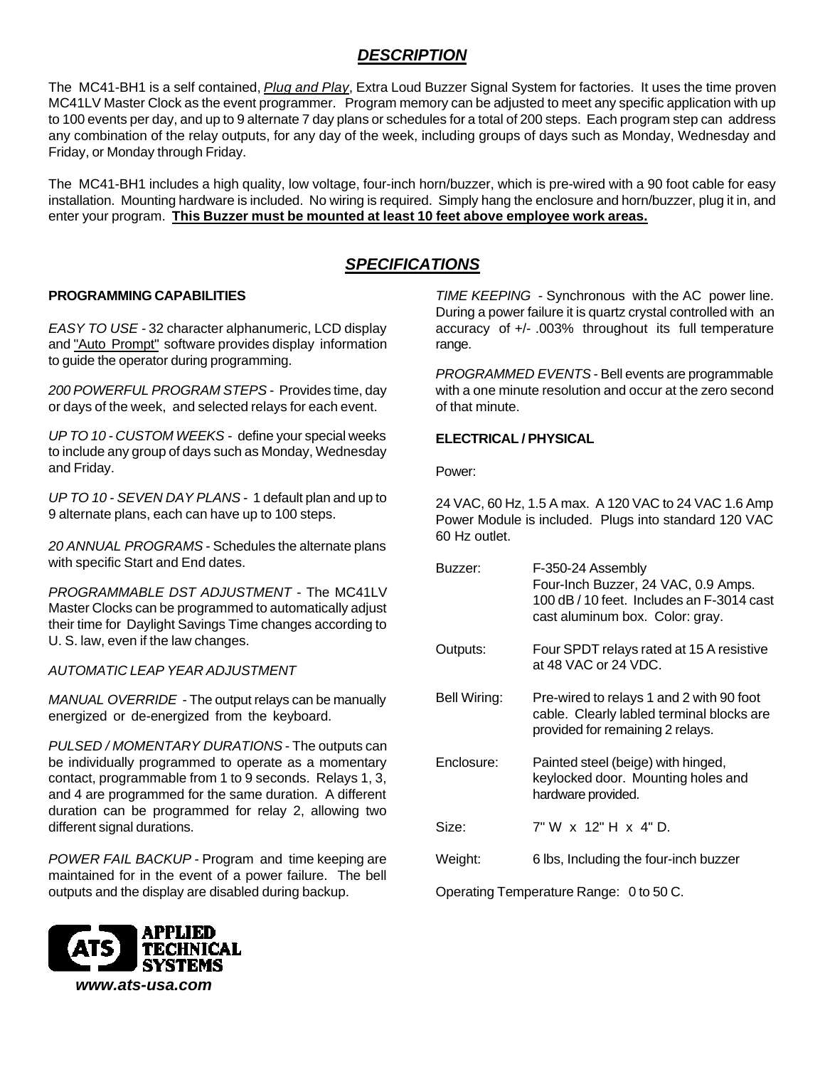## *DESCRIPTION*

The MC41-BH1 is a self contained, *Plug and Play*, Extra Loud Buzzer Signal System for factories. It uses the time proven MC41LV Master Clock as the event programmer. Program memory can be adjusted to meet any specific application with up to 100 events per day, and up to 9 alternate 7 day plans or schedules for a total of 200 steps. Each program step can address any combination of the relay outputs, for any day of the week, including groups of days such as Monday, Wednesday and Friday, or Monday through Friday.

The MC41-BH1 includes a high quality, low voltage, four-inch horn/buzzer, which is pre-wired with a 90 foot cable for easy installation. Mounting hardware is included. No wiring is required. Simply hang the enclosure and horn/buzzer, plug it in, and enter your program. **This Buzzer must be mounted at least 10 feet above employee work areas.**

## *SPECIFICATIONS*

**PROGRAMMING CAPABILITIES**

*EASY TO USE* - 32 character alphanumeric, LCD display and "Auto Prompt" software provides display information to guide the operator during programming.

*200 POWERFUL PROGRAM STEPS* - Provides time, day or days of the week, and selected relays for each event.

*UP TO 10 - CUSTOM WEEKS* - define your special weeks to include any group of days such as Monday, Wednesday and Friday.

*UP TO 10 - SEVEN DAY PLANS* - 1 default plan and up to 9 alternate plans, each can have up to 100 steps.

*20 ANNUAL PROGRAMS* - Schedules the alternate plans with specific Start and End dates.

*PROGRAMMABLE DST ADJUSTMENT* - The MC41LV Master Clocks can be programmed to automatically adjust their time for Daylight Savings Time changes according to U. S. law, even if the law changes.

*AUTOMATIC LEAP YEAR ADJUSTMENT*

*MANUAL OVERRIDE* - The output relays can be manually energized or de-energized from the keyboard.

*PULSED / MOMENTARY DURATIONS* - The outputs can be individually programmed to operate as a momentary contact, programmable from 1 to 9 seconds. Relays 1, 3, and 4 are programmed for the same duration. A different duration can be programmed for relay 2, allowing two different signal durations.

*POWER FAIL BACKUP* - Program and time keeping are maintained for in the event of a power failure. The bell outputs and the display are disabled during backup.

*TIME KEEPING* - Synchronous with the AC power line. During a power failure it is quartz crystal controlled with an accuracy of +/- .003% throughout its full temperature range.

*PROGRAMMED EVENTS* - Bell events are programmable with a one minute resolution and occur at the zero second of that minute.

**ELECTRICAL / PHYSICAL**

Power:

24 VAC, 60 Hz, 1.5 A max. A 120 VAC to 24 VAC 1.6 Amp Power Module is included. Plugs into standard 120 VAC 60 Hz outlet.

| | |
|---|---|
| Buzzer: | F-350-24 Assembly<br>Four-Inch Buzzer, 24 VAC, 0.9 Amps.<br>100 dB / 10 feet. Includes an F-3014 cast cast aluminum box. Color: gray. |
| Outputs: | Four SPDT relays rated at 15 A resistive at 48 VAC or 24 VDC. |
| Bell Wiring: | Pre-wired to relays 1 and 2 with 90 foot cable. Clearly labled terminal blocks are provided for remaining 2 relays. |
| Enclosure: | Painted steel (beige) with hinged, keylocked door. Mounting holes and hardware provided. |
| Size: | 7" W x 12" H x 4" D. |
| Weight: | 6 lbs, Including the four-inch buzzer |

Operating Temperature Range: 0 to 50 C.

ATS APPLIED TECHNICAL SYSTEMS

*www.ats-usa.com*